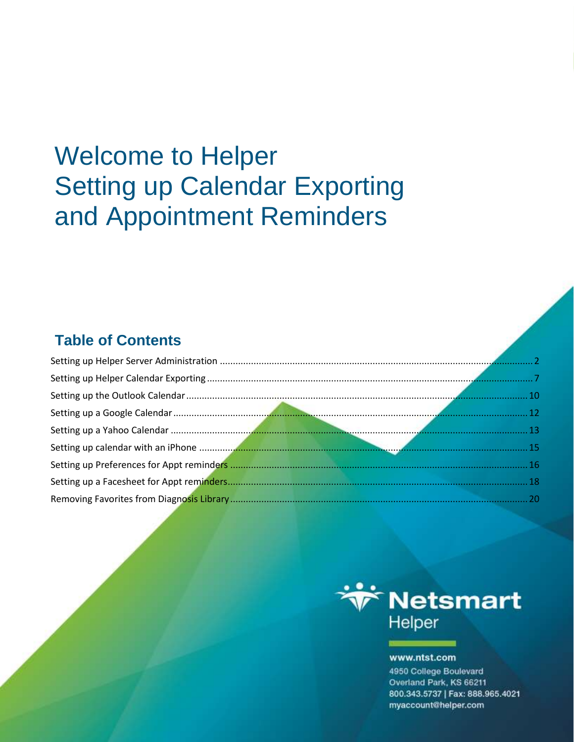# Welcome to Helper Setting up Calendar Exporting and Appointment Reminders

## Table of Contents

Setting up Helper Server Administration ........ 2

Setting up Helper Calendar Exporting ........ 7

Setting up the Outlook Calendar ........ 10

Setting up a Google Calendar ........ 12

Setting up a Yahoo Calendar ........ 13

Setting up calendar with an iPhone ........ 15

Setting up Preferences for Appt reminders ........ 16

Setting up a Facesheet for Appt reminders ........ 18

Removing Favorites from Diagnosis Library ........ 20

Netsmart
Helper

www.ntst.com
4950 College Boulevard
Overland Park, KS 66211
800.343.5737 | Fax: 888.965.4021
myaccount@helper.com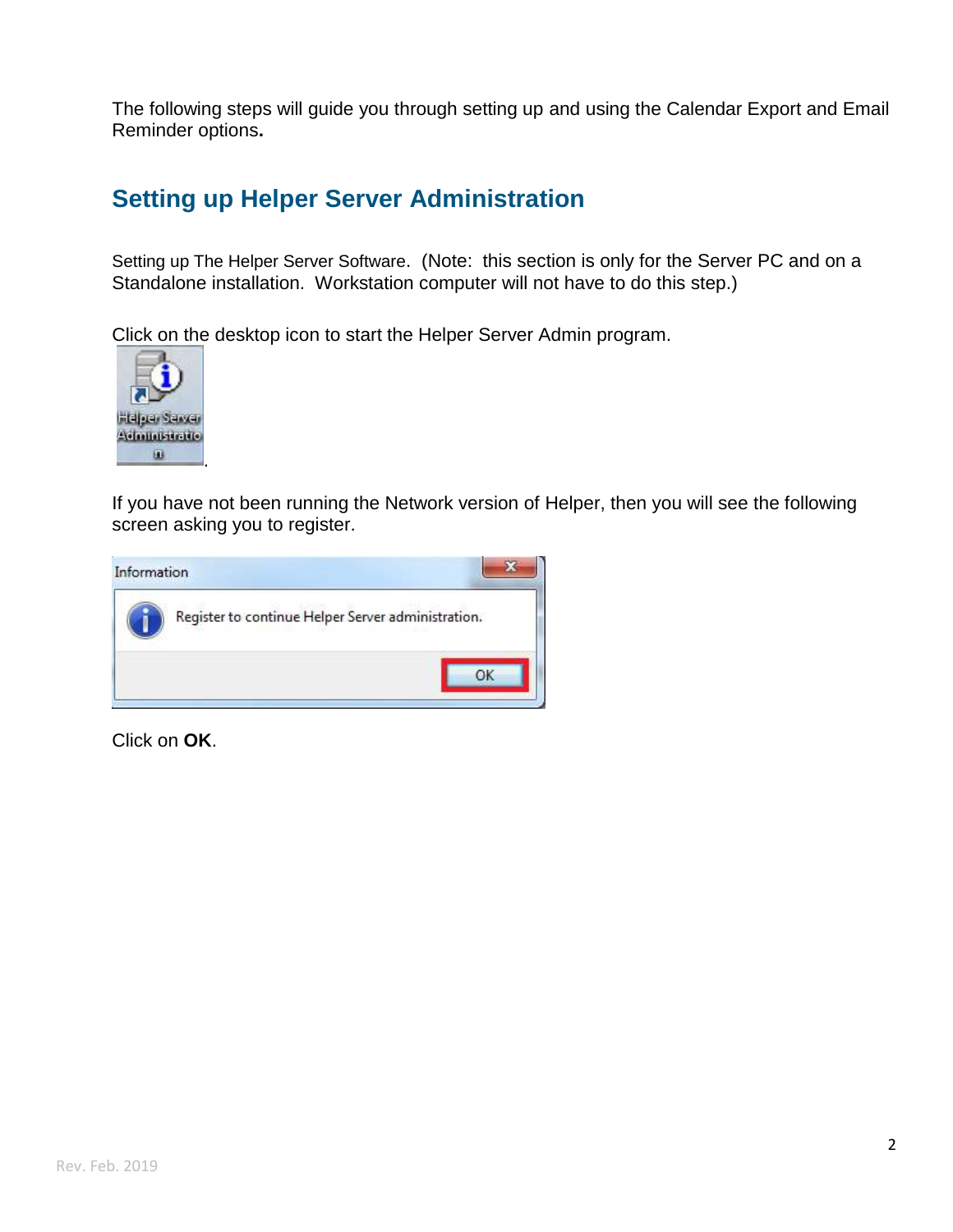The following steps will guide you through setting up and using the Calendar Export and Email Reminder options**.**

## Setting up Helper Server Administration

Setting up The Helper Server Software. (Note: this section is only for the Server PC and on a Standalone installation. Workstation computer will not have to do this step.)

Click on the desktop icon to start the Helper Server Admin program.

.

If you have not been running the Network version of Helper, then you will see the following screen asking you to register.

Click on **OK**.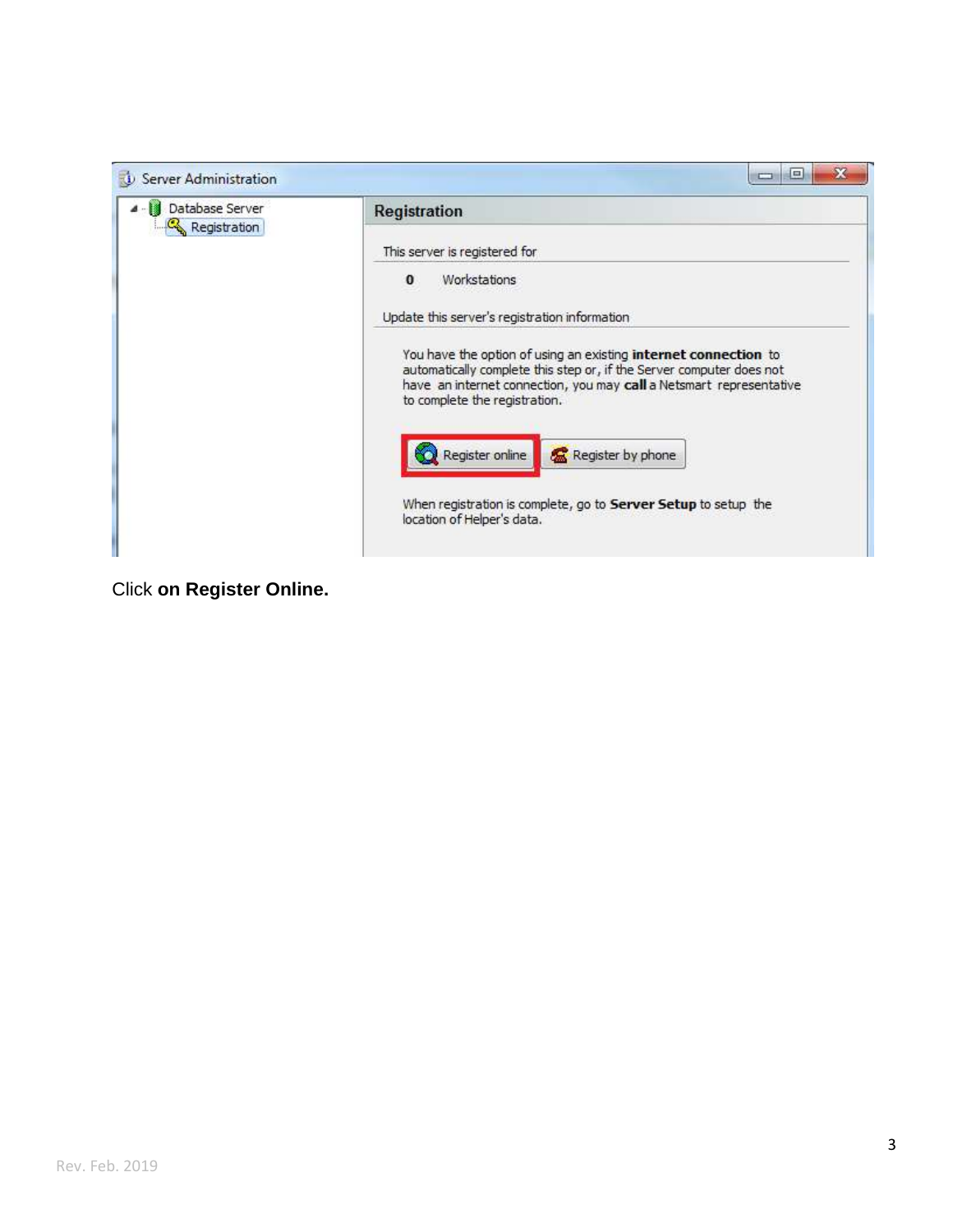Click **on Register Online.**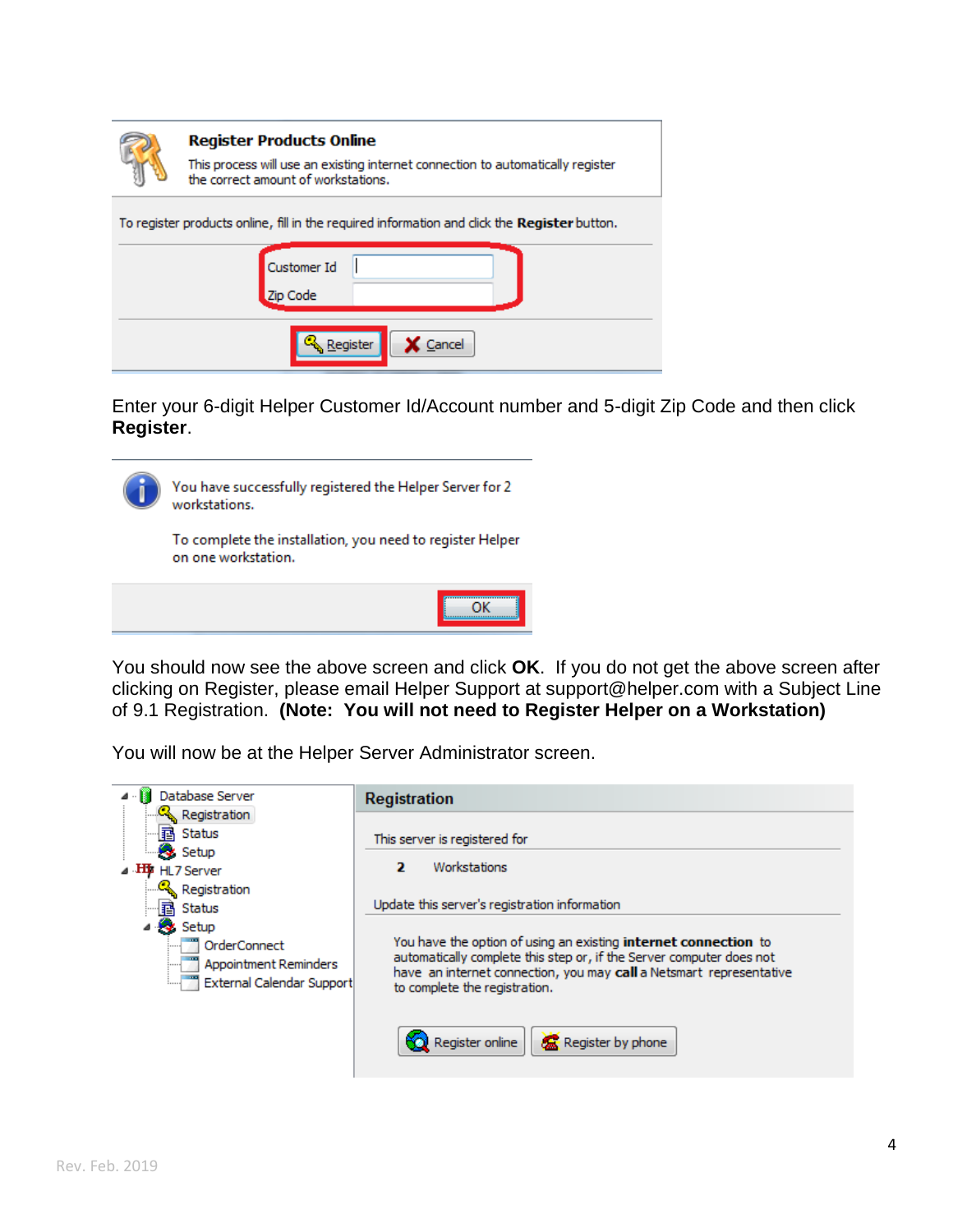Enter your 6-digit Helper Customer Id/Account number and 5-digit Zip Code and then click **Register**.

You should now see the above screen and click **OK**. If you do not get the above screen after clicking on Register, please email Helper Support at support@helper.com with a Subject Line of 9.1 Registration. **(Note: You will not need to Register Helper on a Workstation)**

You will now be at the Helper Server Administrator screen.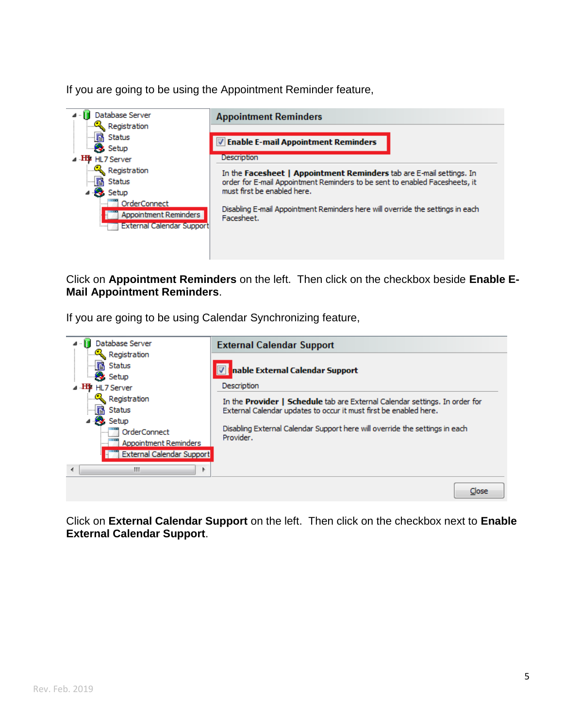If you are going to be using the Appointment Reminder feature,

Click on **Appointment Reminders** on the left. Then click on the checkbox beside **Enable E-Mail Appointment Reminders**.

If you are going to be using Calendar Synchronizing feature,

Click on **External Calendar Support** on the left. Then click on the checkbox next to **Enable External Calendar Support**.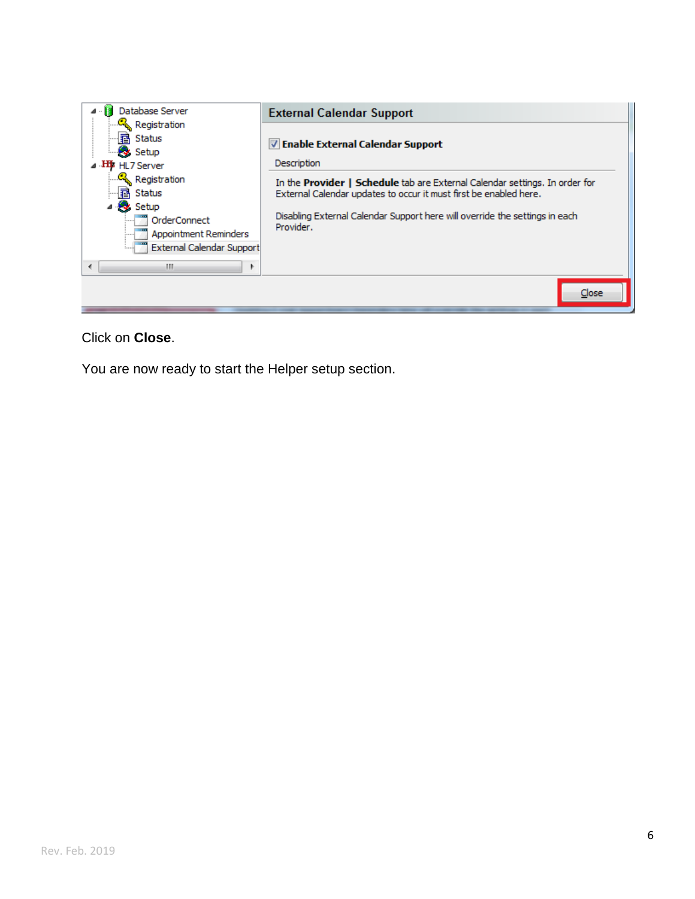Click on **Close**.

You are now ready to start the Helper setup section.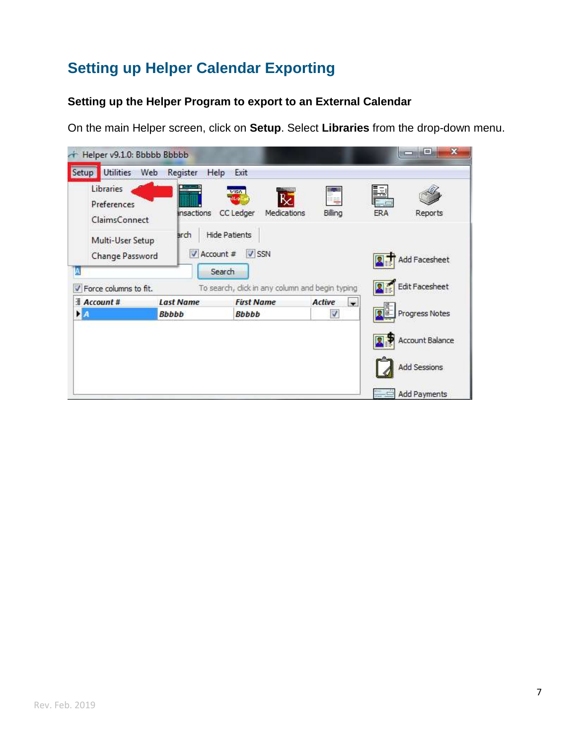# Setting up Helper Calendar Exporting

### Setting up the Helper Program to export to an External Calendar

On the main Helper screen, click on **Setup**. Select **Libraries** from the drop-down menu.

Rev. Feb. 2019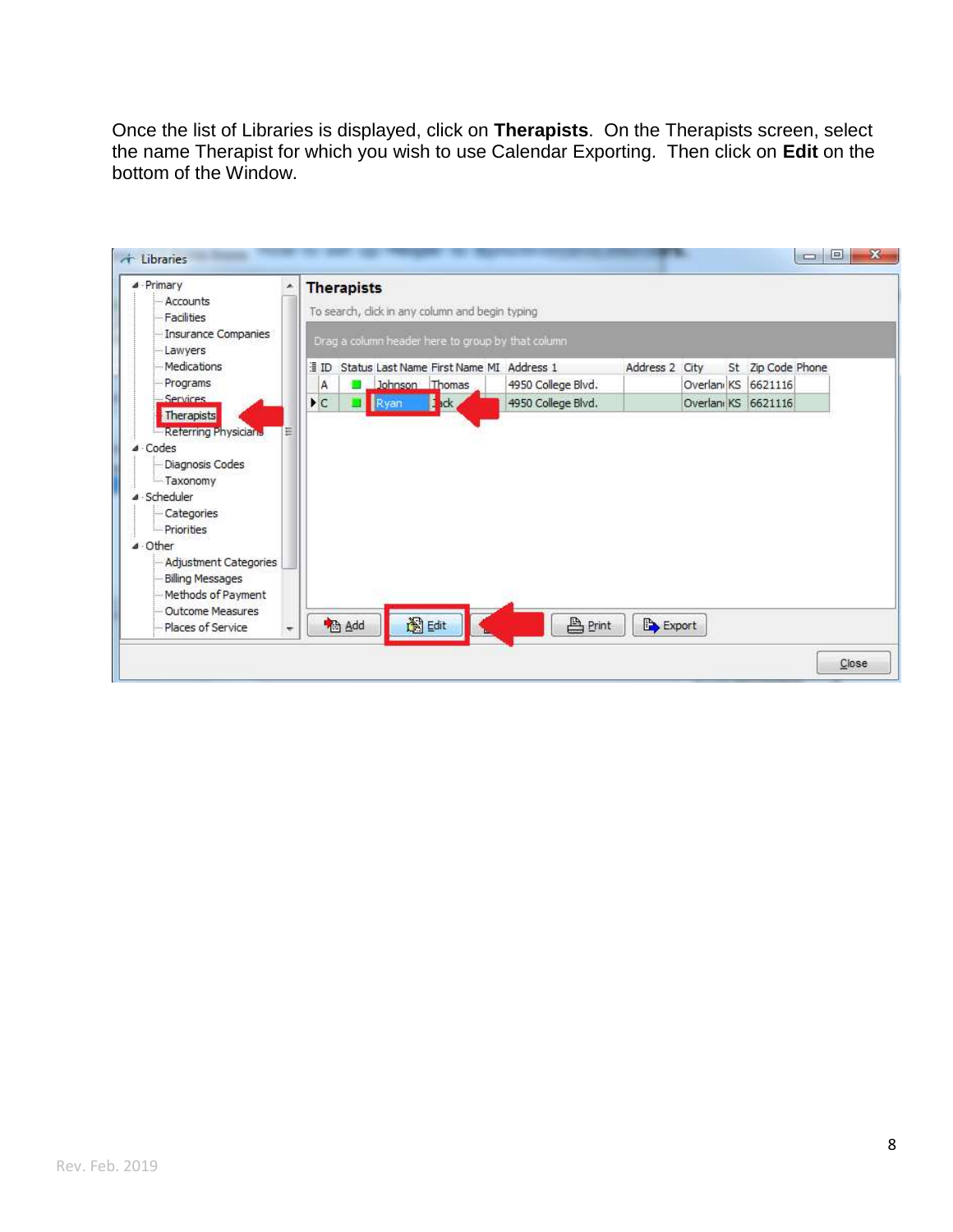Once the list of Libraries is displayed, click on **Therapists**. On the Therapists screen, select the name Therapist for which you wish to use Calendar Exporting. Then click on **Edit** on the bottom of the Window.

Rev. Feb. 2019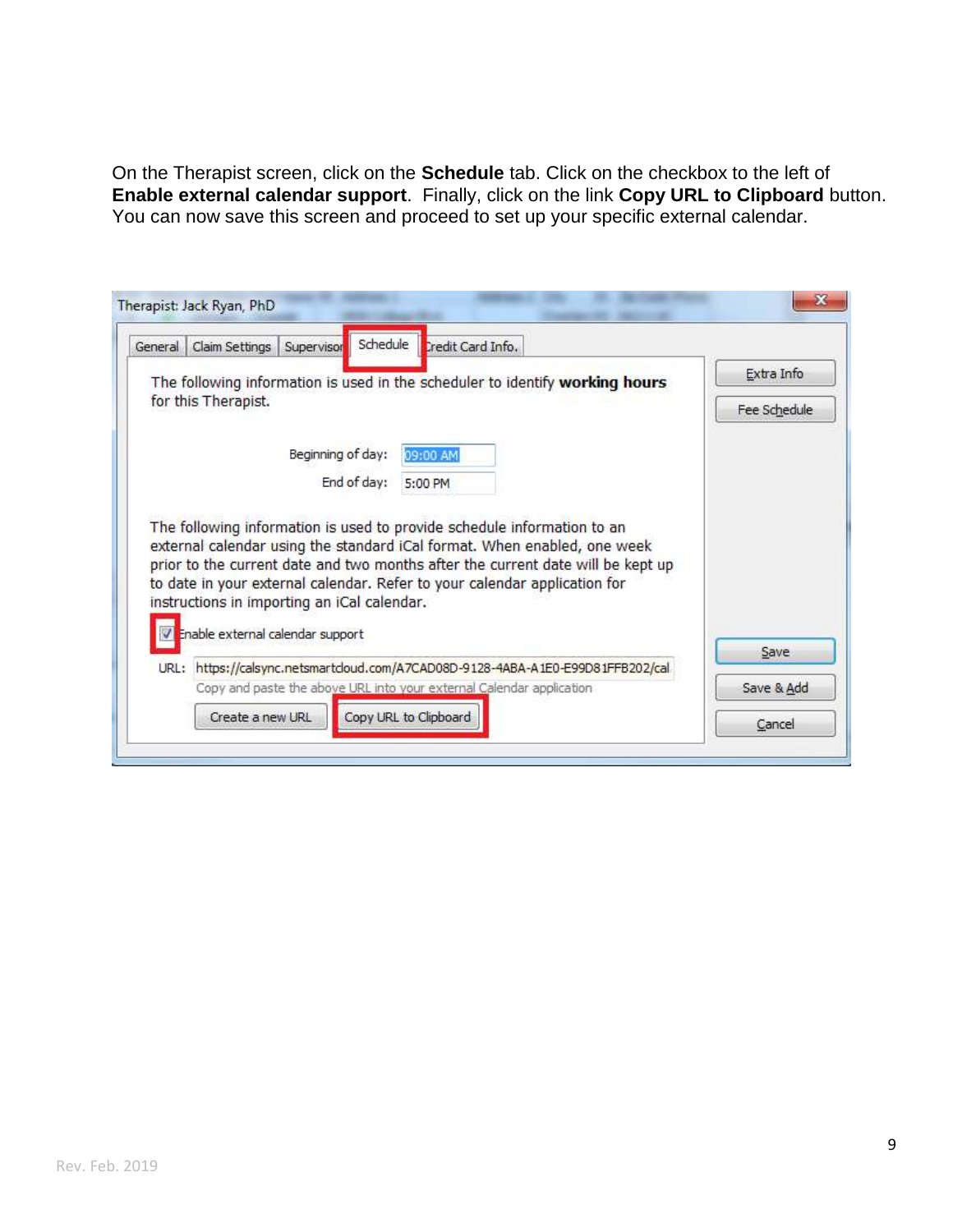On the Therapist screen, click on the **Schedule** tab. Click on the checkbox to the left of **Enable external calendar support**. Finally, click on the link **Copy URL to Clipboard** button. You can now save this screen and proceed to set up your specific external calendar.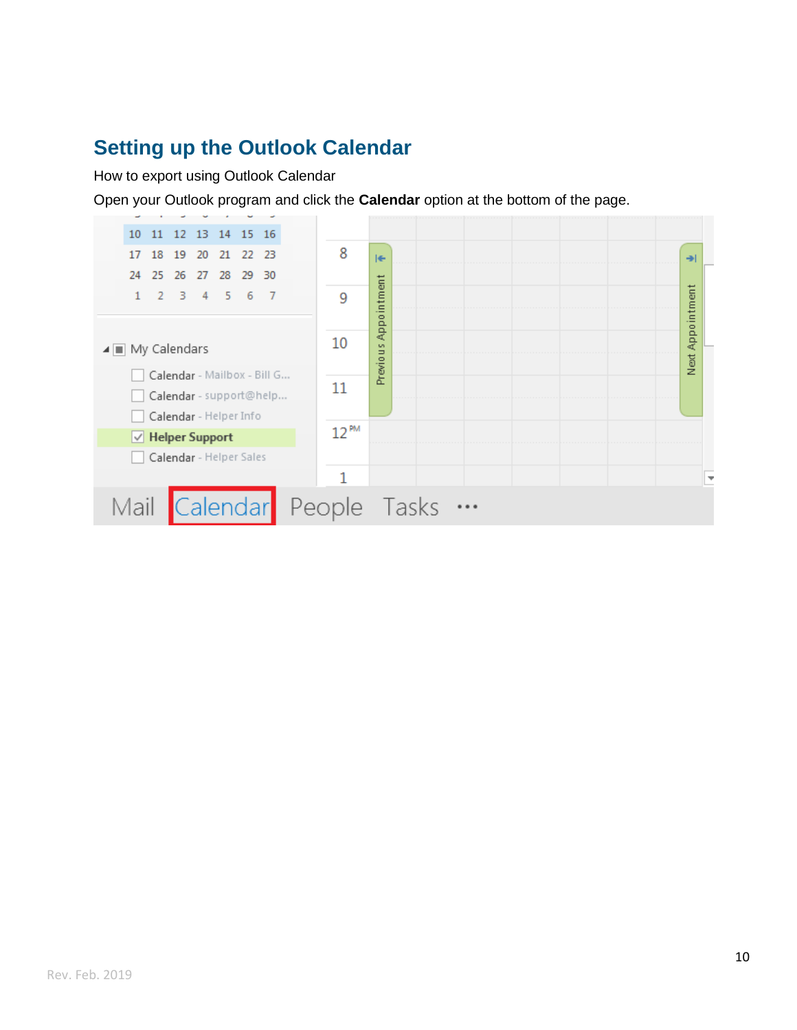## Setting up the Outlook Calendar

How to export using Outlook Calendar

Open your Outlook program and click the **Calendar** option at the bottom of the page.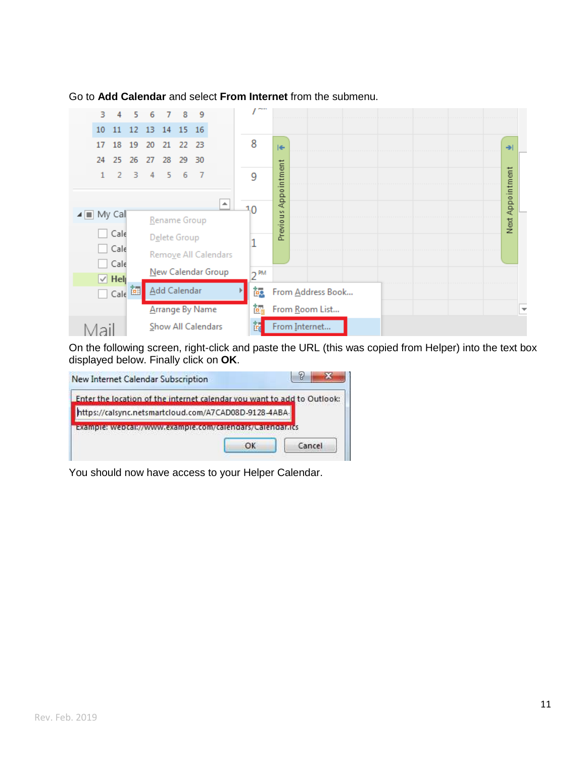Go to **Add Calendar** and select **From Internet** from the submenu.

On the following screen, right-click and paste the URL (this was copied from Helper) into the text box displayed below. Finally click on **OK**.

You should now have access to your Helper Calendar.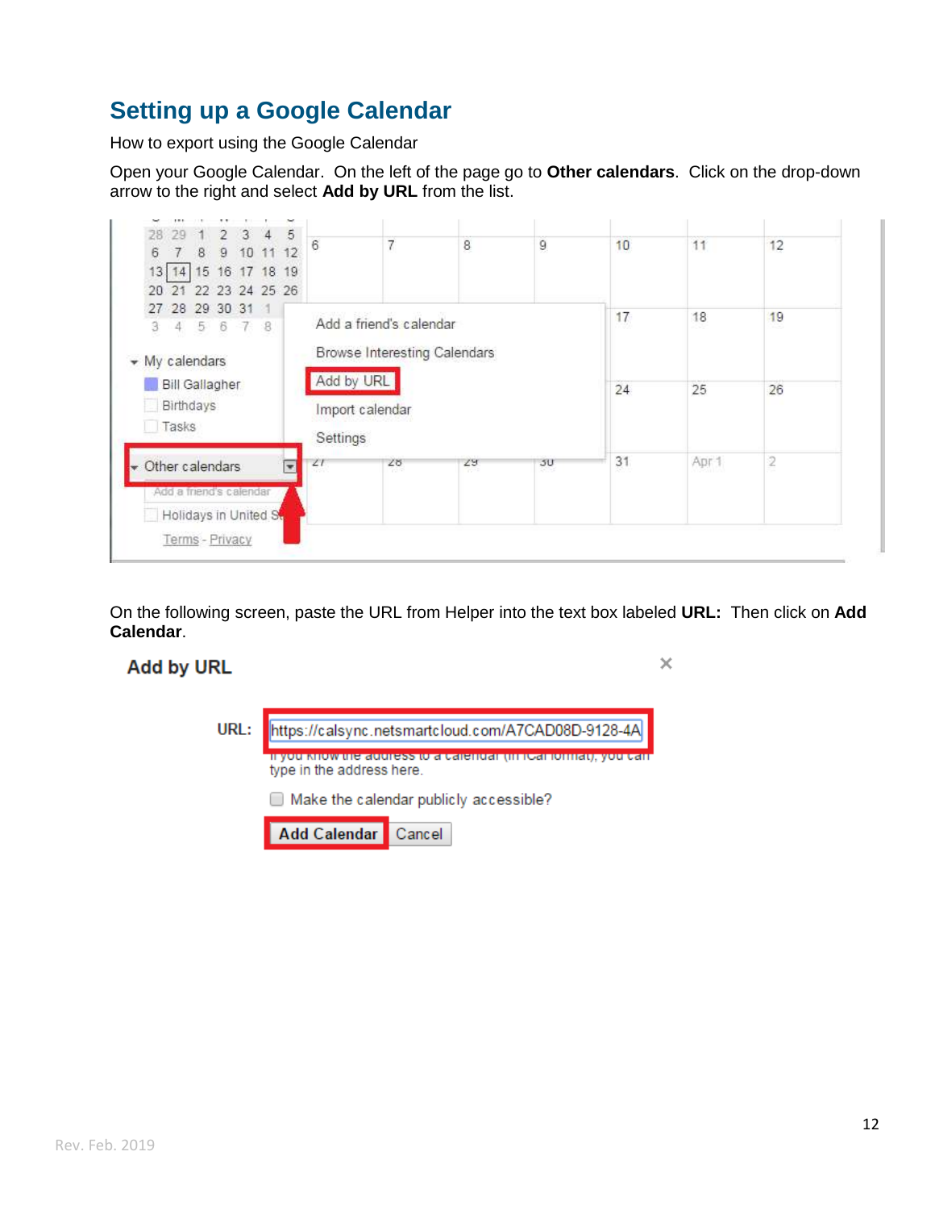## Setting up a Google Calendar

How to export using the Google Calendar

Open your Google Calendar. On the left of the page go to **Other calendars**. Click on the drop-down arrow to the right and select **Add by URL** from the list.

On the following screen, paste the URL from Helper into the text box labeled **URL:** Then click on **Add Calendar**.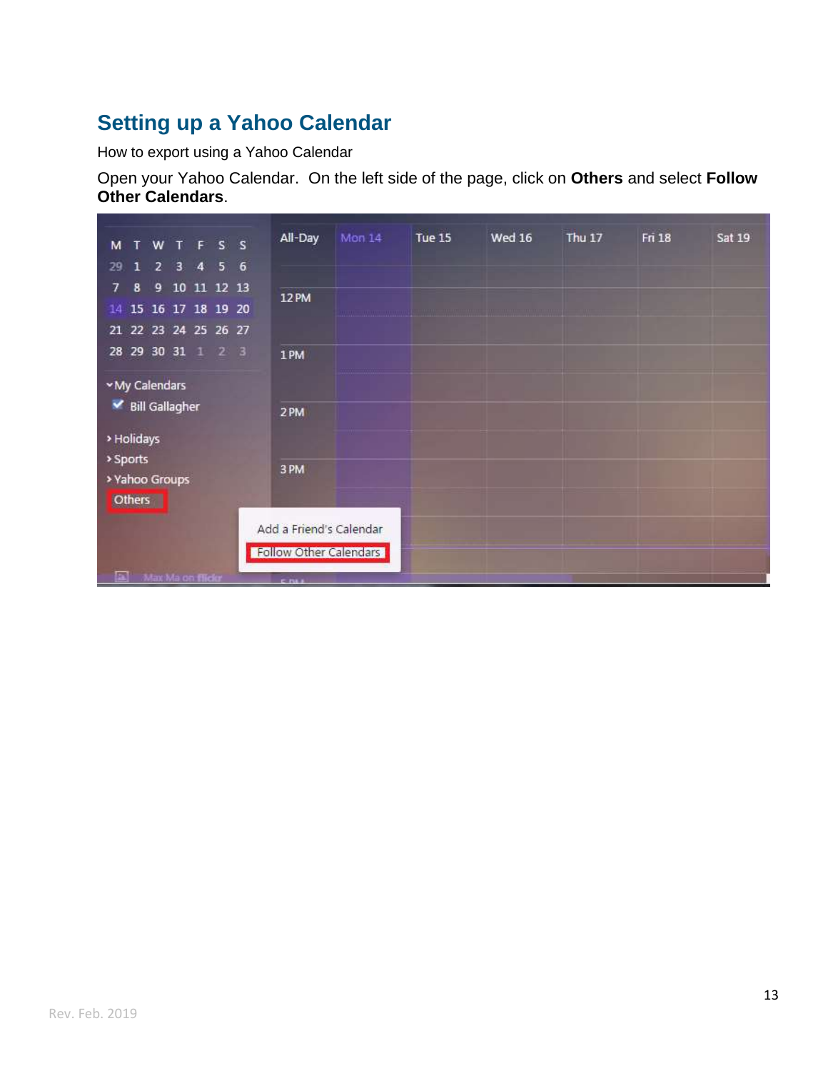## Setting up a Yahoo Calendar

How to export using a Yahoo Calendar

Open your Yahoo Calendar. On the left side of the page, click on **Others** and select **Follow Other Calendars**.

Rev. Feb. 2019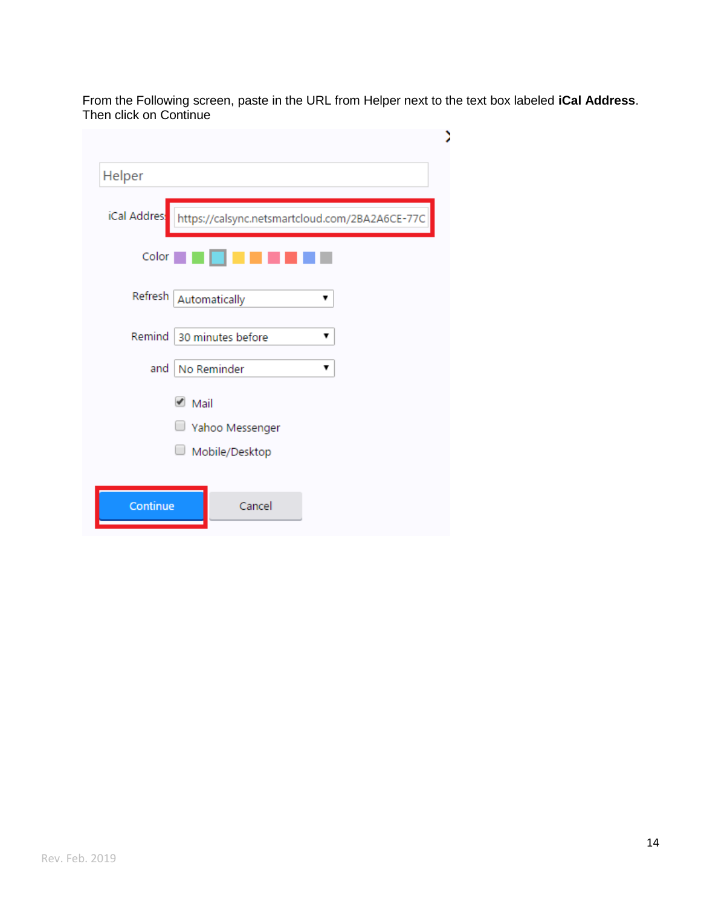From the Following screen, paste in the URL from Helper next to the text box labeled **iCal Address**. Then click on Continue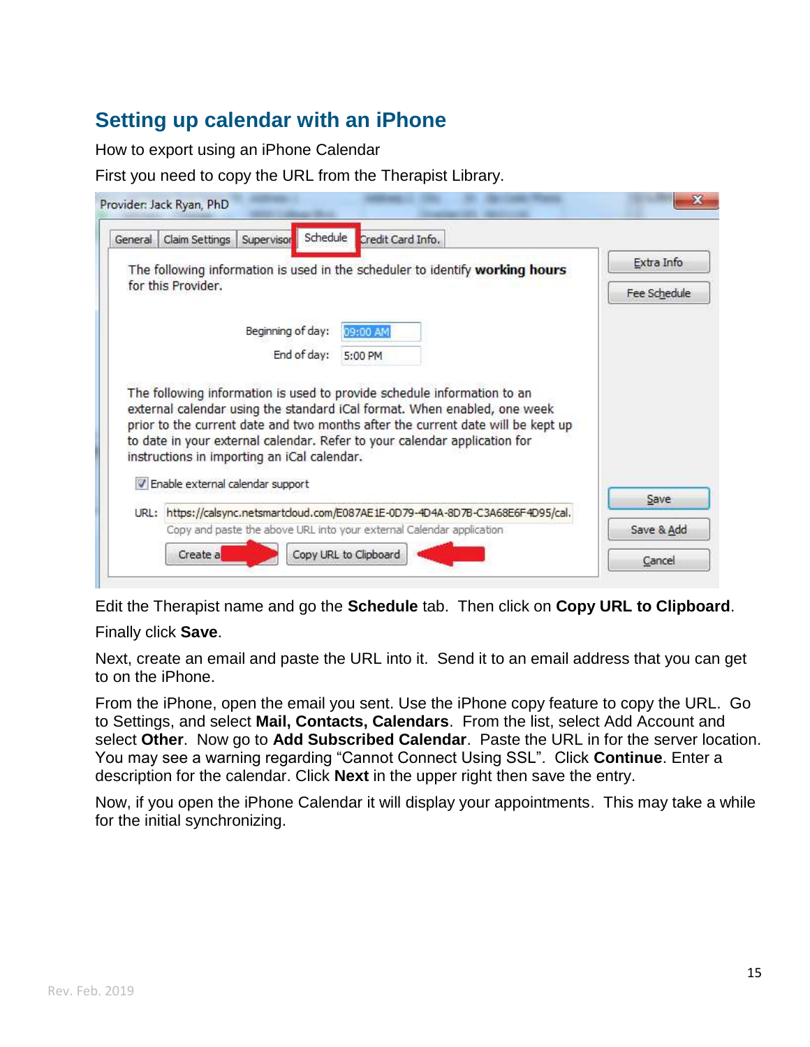## Setting up calendar with an iPhone

How to export using an iPhone Calendar

First you need to copy the URL from the Therapist Library.

Edit the Therapist name and go the **Schedule** tab. Then click on **Copy URL to Clipboard**.

Finally click **Save**.

Next, create an email and paste the URL into it. Send it to an email address that you can get to on the iPhone.

From the iPhone, open the email you sent. Use the iPhone copy feature to copy the URL. Go to Settings, and select **Mail, Contacts, Calendars**. From the list, select Add Account and select **Other**. Now go to **Add Subscribed Calendar**. Paste the URL in for the server location. You may see a warning regarding "Cannot Connect Using SSL". Click **Continue**. Enter a description for the calendar. Click **Next** in the upper right then save the entry.

Now, if you open the iPhone Calendar it will display your appointments. This may take a while for the initial synchronizing.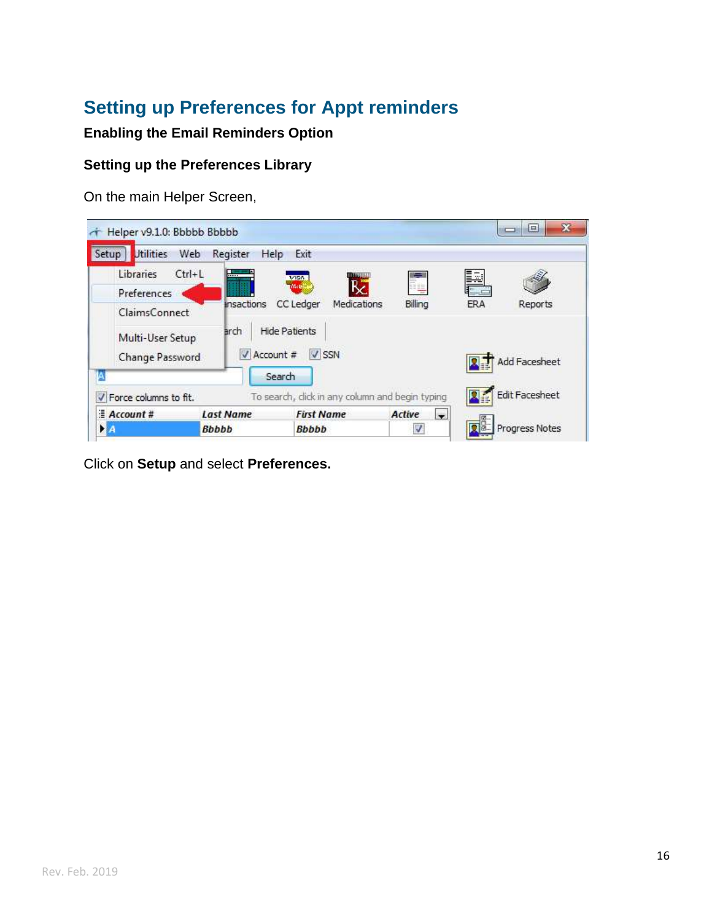## Setting up Preferences for Appt reminders

**Enabling the Email Reminders Option**

**Setting up the Preferences Library**

On the main Helper Screen,

Click on **Setup** and select **Preferences.**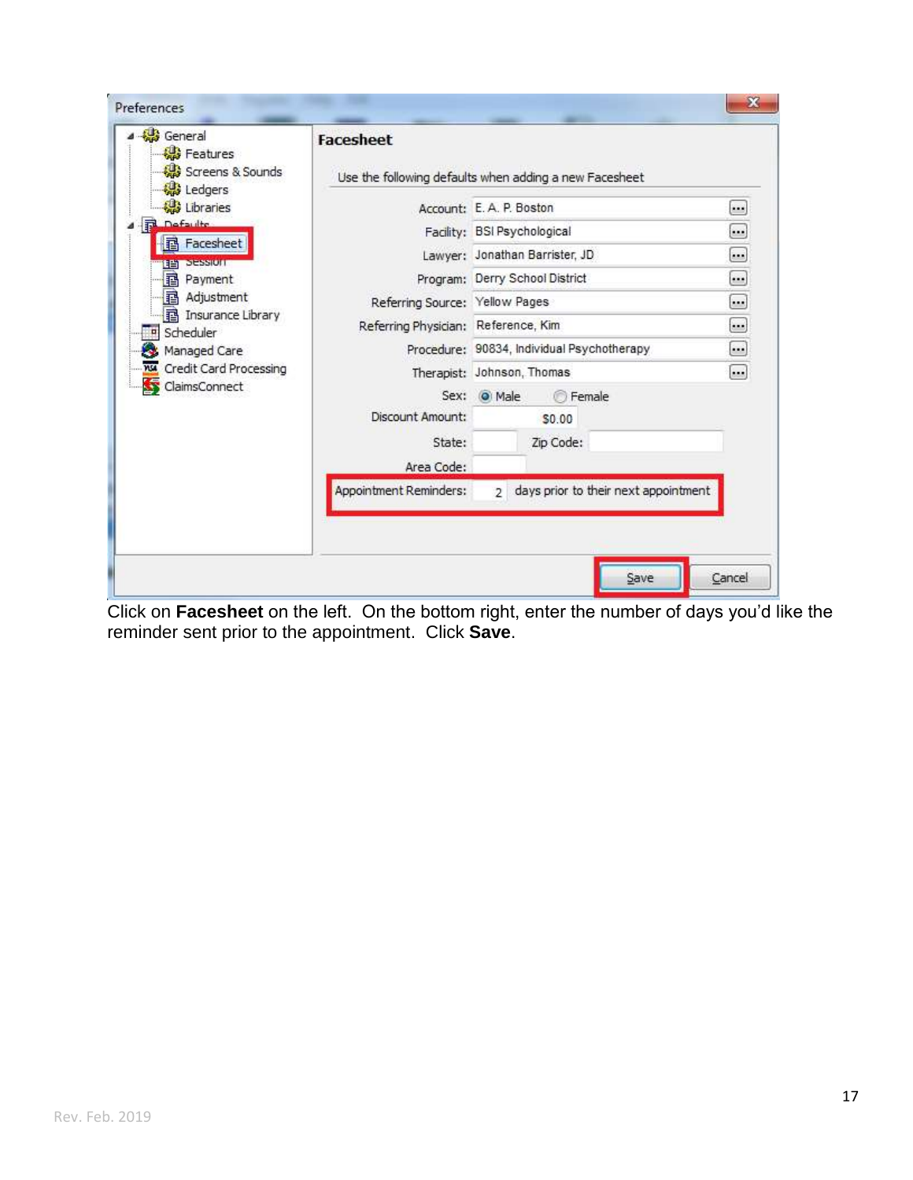Click on **Facesheet** on the left.  On the bottom right, enter the number of days you'd like the reminder sent prior to the appointment.  Click **Save**.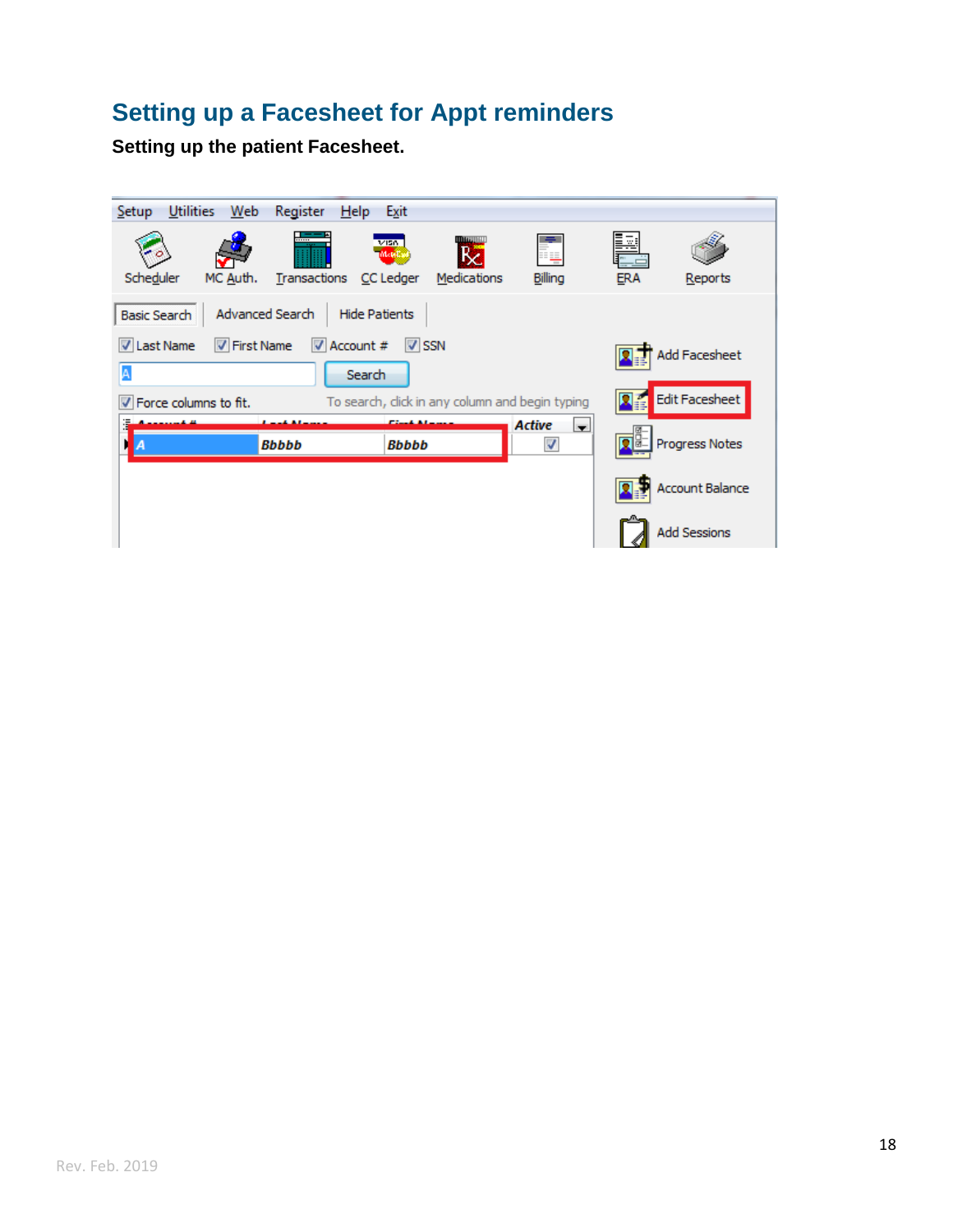## Setting up a Facesheet for Appt reminders

**Setting up the patient Facesheet.**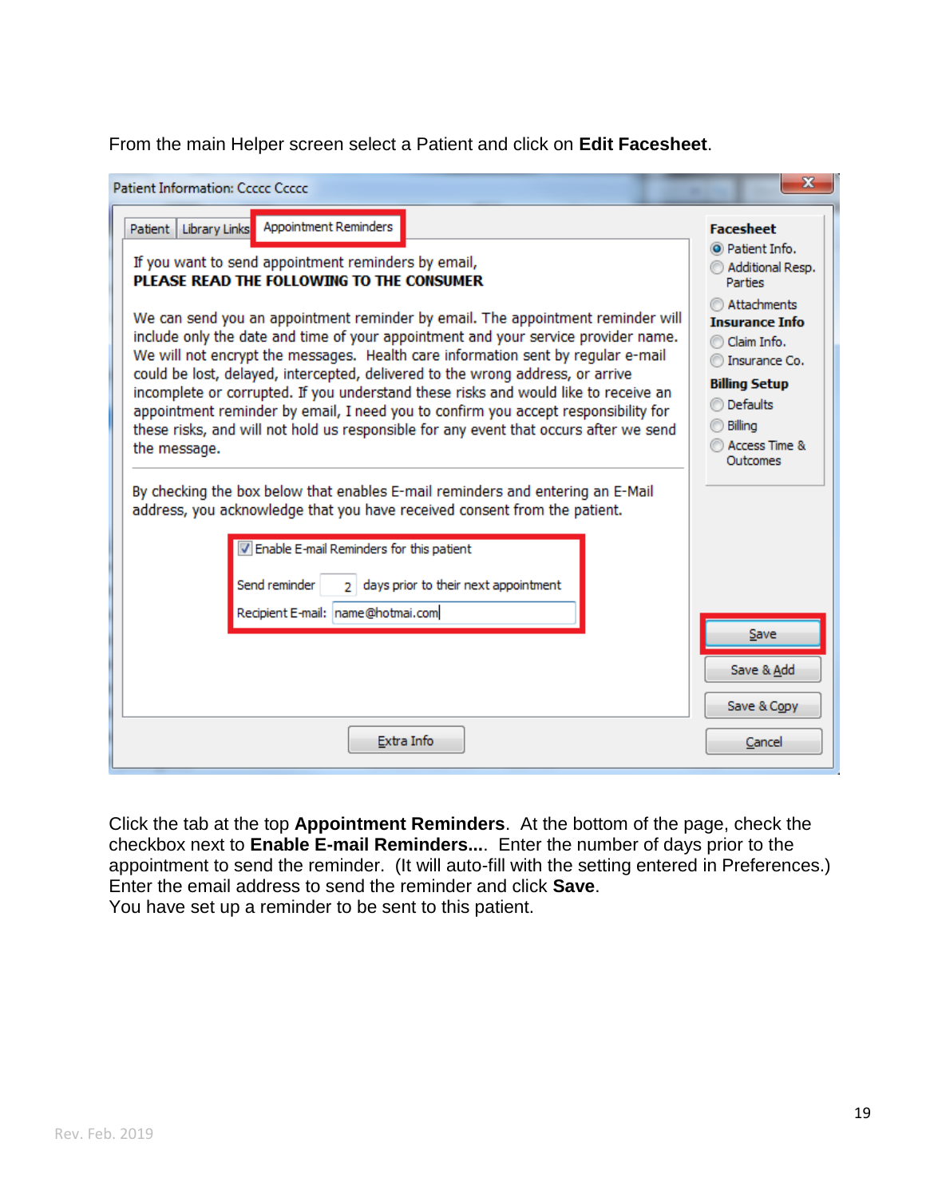From the main Helper screen select a Patient and click on **Edit Facesheet**.

Click the tab at the top **Appointment Reminders**. At the bottom of the page, check the checkbox next to **Enable E-mail Reminders...**. Enter the number of days prior to the appointment to send the reminder. (It will auto-fill with the setting entered in Preferences.) Enter the email address to send the reminder and click **Save**.
You have set up a reminder to be sent to this patient.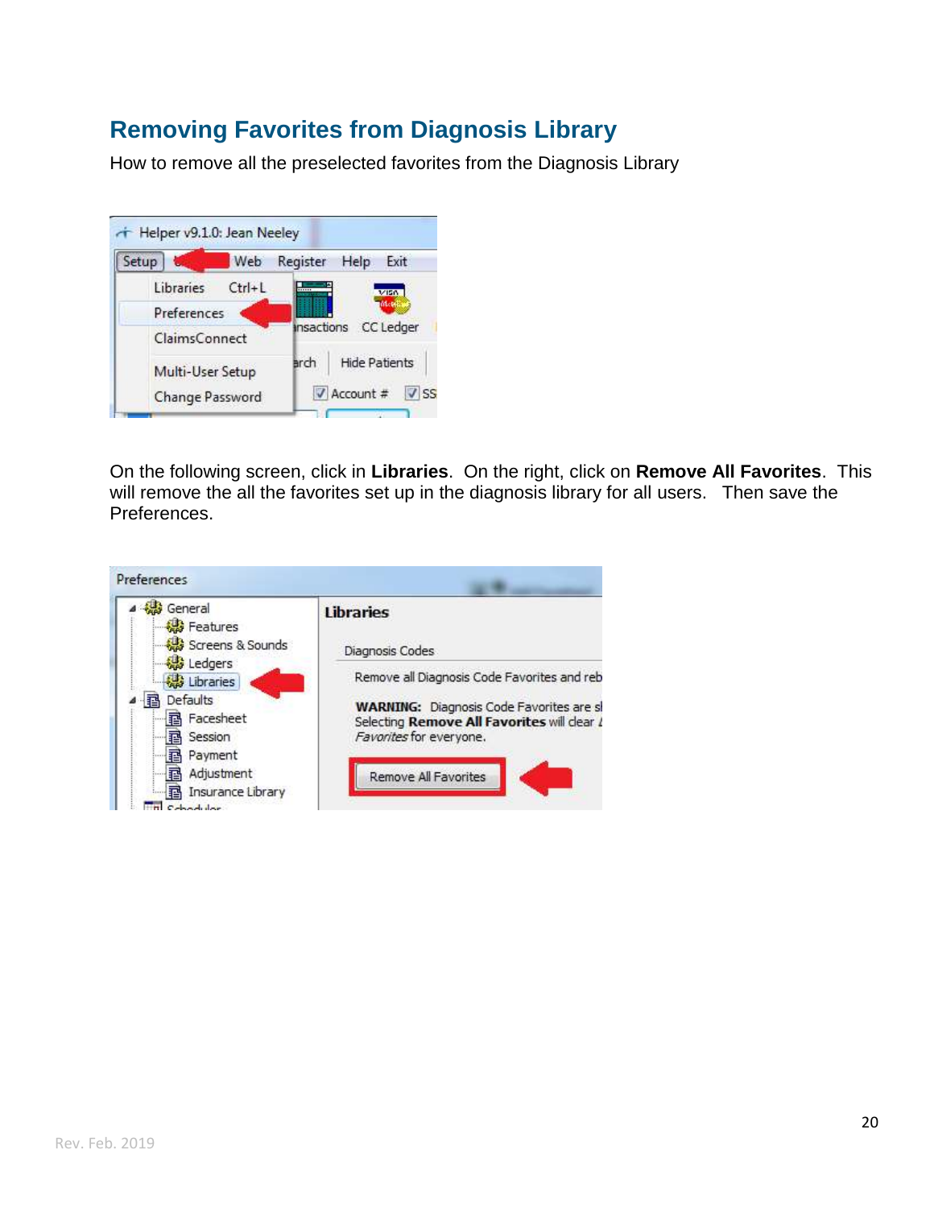## Removing Favorites from Diagnosis Library

How to remove all the preselected favorites from the Diagnosis Library

On the following screen, click in **Libraries**. On the right, click on **Remove All Favorites**. This will remove the all the favorites set up in the diagnosis library for all users. Then save the Preferences.